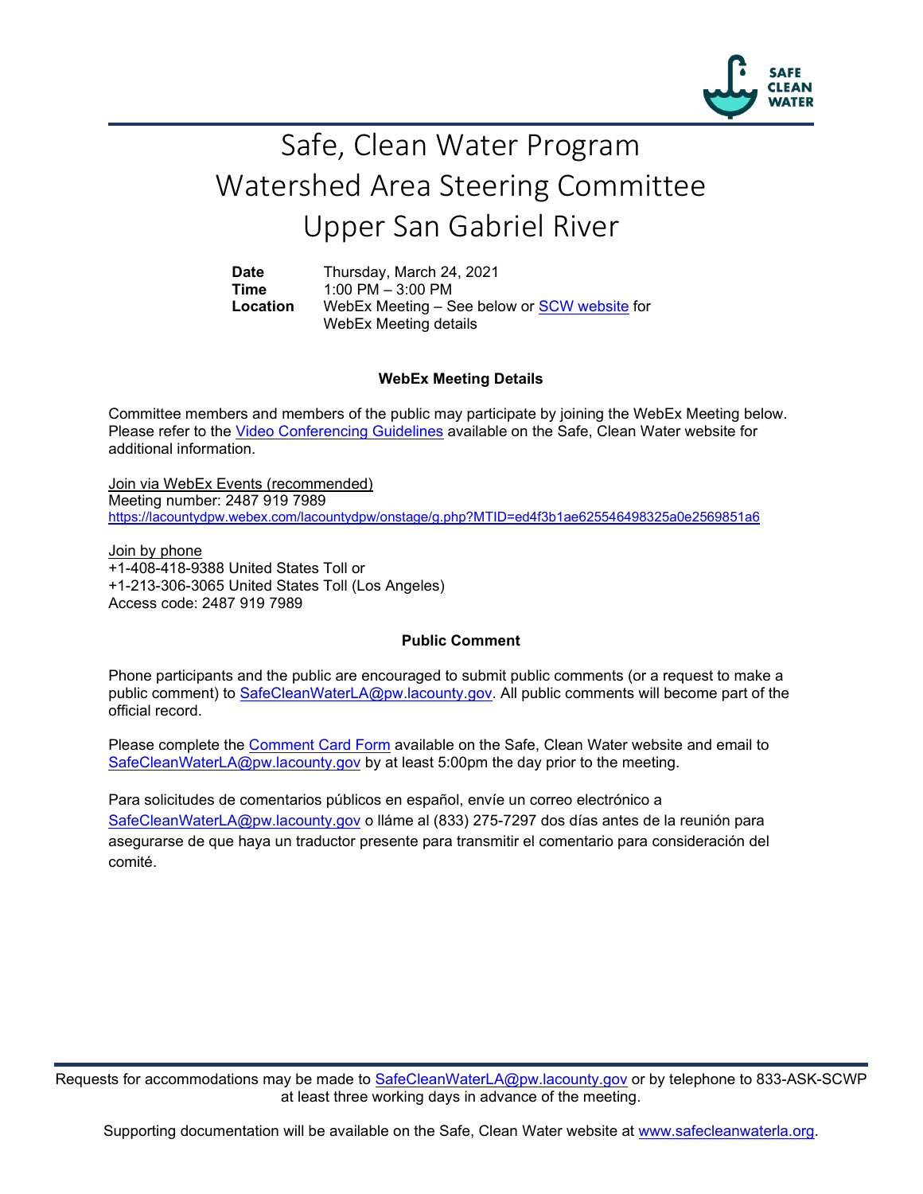# Safe, Clean Water Program
# Watershed Area Steering Committee
# Upper San Gabriel River

| | |
|---|---|
| **Date** | Thursday, March 24, 2021 |
| **Time** | 1:00 PM – 3:00 PM |
| **Location** | WebEx Meeting – See below or SCW website for WebEx Meeting details |

**WebEx Meeting Details**

Committee members and members of the public may participate by joining the WebEx Meeting below. Please refer to the Video Conferencing Guidelines available on the Safe, Clean Water website for additional information.

Join via WebEx Events (recommended)
Meeting number: 2487 919 7989
https://lacountydpw.webex.com/lacountydpw/onstage/g.php?MTID=ed4f3b1ae625546498325a0e2569851a6

Join by phone
+1-408-418-9388 United States Toll or
+1-213-306-3065 United States Toll (Los Angeles)
Access code: 2487 919 7989

**Public Comment**

Phone participants and the public are encouraged to submit public comments (or a request to make a public comment) to SafeCleanWaterLA@pw.lacounty.gov. All public comments will become part of the official record.

Please complete the Comment Card Form available on the Safe, Clean Water website and email to SafeCleanWaterLA@pw.lacounty.gov by at least 5:00pm the day prior to the meeting.

Para solicitudes de comentarios públicos en español, envíe un correo electrónico a SafeCleanWaterLA@pw.lacounty.gov o lláme al (833) 275-7297 dos días antes de la reunión para asegurarse de que haya un traductor presente para transmitir el comentario para consideración del comité.

Requests for accommodations may be made to SafeCleanWaterLA@pw.lacounty.gov or by telephone to 833-ASK-SCWP at least three working days in advance of the meeting.

Supporting documentation will be available on the Safe, Clean Water website at www.safecleanwaterla.org.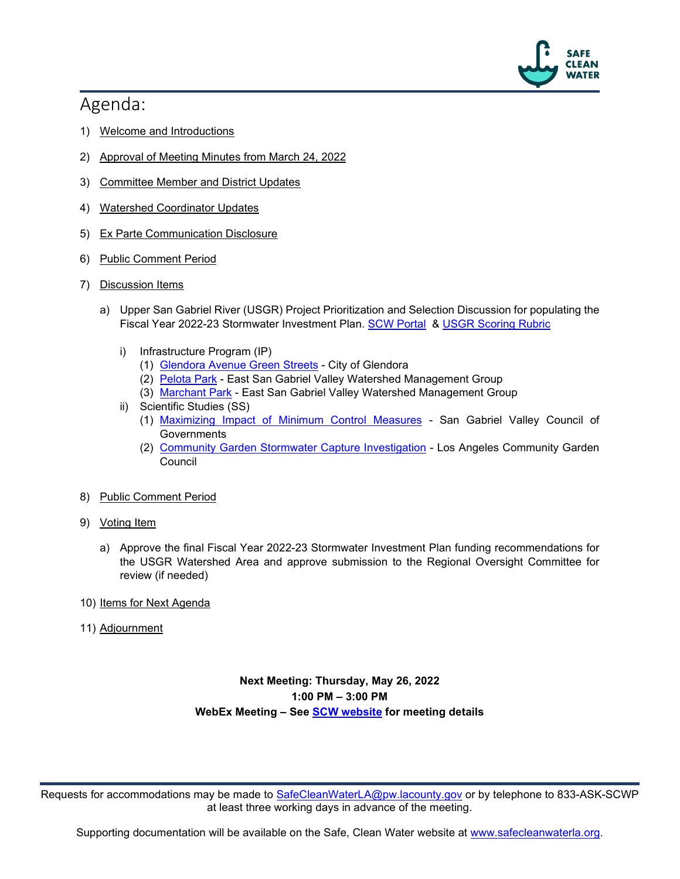# Agenda:

1) Welcome and Introductions

2) Approval of Meeting Minutes from March 24, 2022

3) Committee Member and District Updates

4) Watershed Coordinator Updates

5) Ex Parte Communication Disclosure

6) Public Comment Period

7) Discussion Items

   a) Upper San Gabriel River (USGR) Project Prioritization and Selection Discussion for populating the Fiscal Year 2022-23 Stormwater Investment Plan. SCW Portal & USGR Scoring Rubric

      i) Infrastructure Program (IP)
         (1) Glendora Avenue Green Streets - City of Glendora
         (2) Pelota Park - East San Gabriel Valley Watershed Management Group
         (3) Marchant Park - East San Gabriel Valley Watershed Management Group

      ii) Scientific Studies (SS)
         (1) Maximizing Impact of Minimum Control Measures - San Gabriel Valley Council of Governments
         (2) Community Garden Stormwater Capture Investigation - Los Angeles Community Garden Council

8) Public Comment Period

9) Voting Item

   a) Approve the final Fiscal Year 2022-23 Stormwater Investment Plan funding recommendations for the USGR Watershed Area and approve submission to the Regional Oversight Committee for review (if needed)

10) Items for Next Agenda

11) Adjournment

**Next Meeting: Thursday, May 26, 2022**
**1:00 PM – 3:00 PM**
**WebEx Meeting – See SCW website for meeting details**

Requests for accommodations may be made to SafeCleanWaterLA@pw.lacounty.gov or by telephone to 833-ASK-SCWP at least three working days in advance of the meeting.

Supporting documentation will be available on the Safe, Clean Water website at www.safecleanwaterla.org.